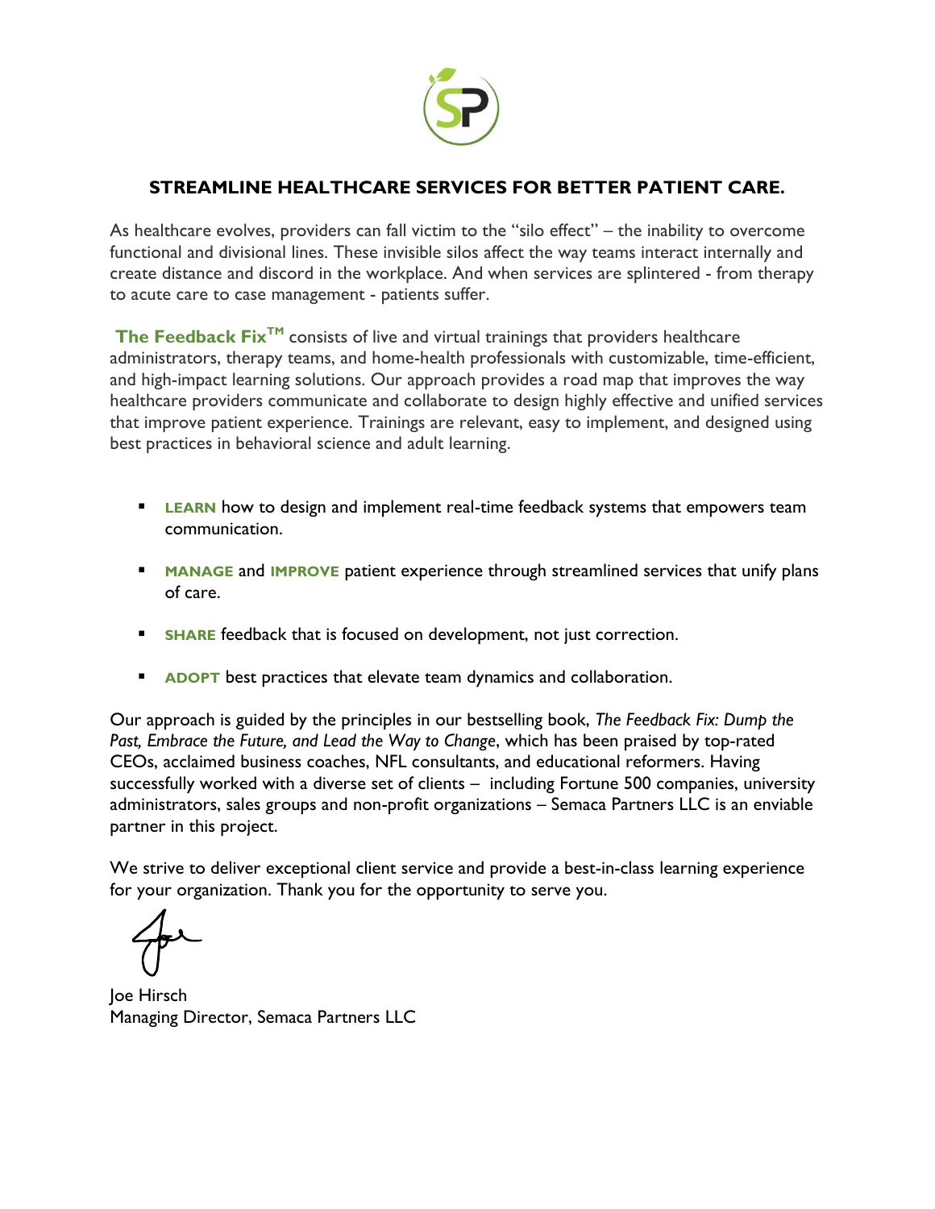## STREAMLINE HEALTHCARE SERVICES FOR BETTER PATIENT CARE.

As healthcare evolves, providers can fall victim to the "silo effect" – the inability to overcome functional and divisional lines. These invisible silos affect the way teams interact internally and create distance and discord in the workplace. And when services are splintered - from therapy to acute care to case management - patients suffer.

**The Feedback Fix™** consists of live and virtual trainings that providers healthcare administrators, therapy teams, and home-health professionals with customizable, time-efficient, and high-impact learning solutions. Our approach provides a road map that improves the way healthcare providers communicate and collaborate to design highly effective and unified services that improve patient experience. Trainings are relevant, easy to implement, and designed using best practices in behavioral science and adult learning.

- **LEARN** how to design and implement real-time feedback systems that empowers team communication.
- **MANAGE** and **IMPROVE** patient experience through streamlined services that unify plans of care.
- **SHARE** feedback that is focused on development, not just correction.
- **ADOPT** best practices that elevate team dynamics and collaboration.

Our approach is guided by the principles in our bestselling book, *The Feedback Fix: Dump the Past, Embrace the Future, and Lead the Way to Change*, which has been praised by top-rated CEOs, acclaimed business coaches, NFL consultants, and educational reformers. Having successfully worked with a diverse set of clients – including Fortune 500 companies, university administrators, sales groups and non-profit organizations – Semaca Partners LLC is an enviable partner in this project.

We strive to deliver exceptional client service and provide a best-in-class learning experience for your organization. Thank you for the opportunity to serve you.

Joe Hirsch
Managing Director, Semaca Partners LLC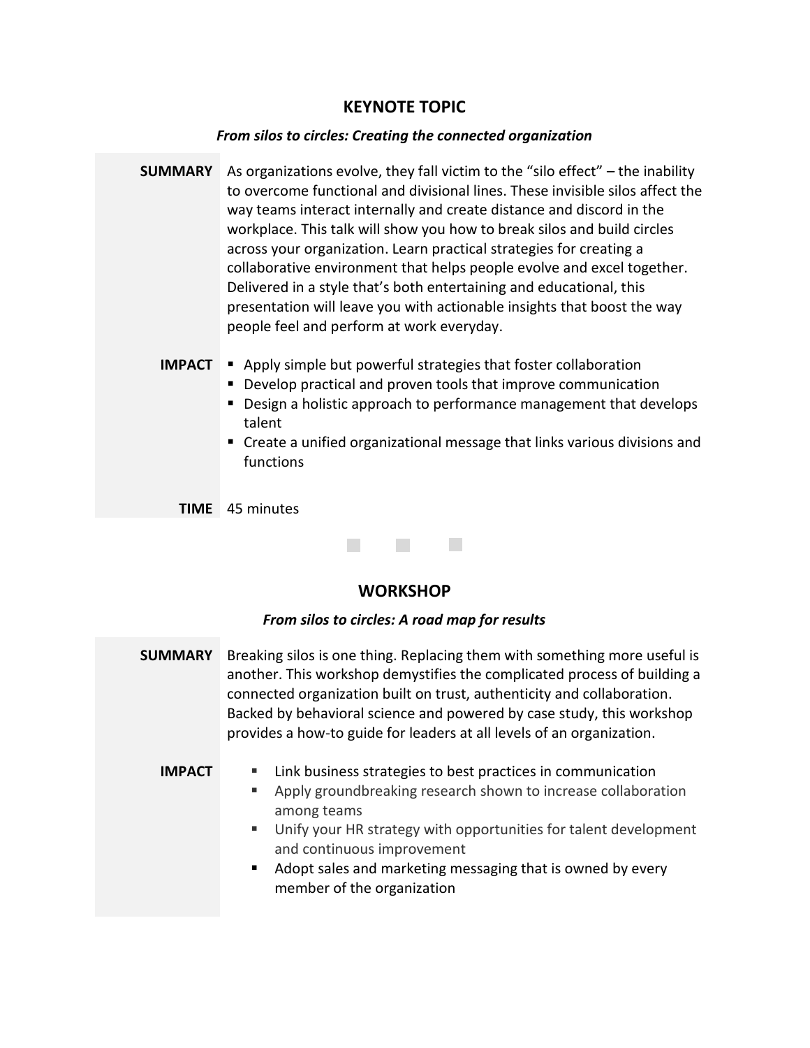## KEYNOTE TOPIC

***From silos to circles: Creating the connected organization***

**SUMMARY**

As organizations evolve, they fall victim to the "silo effect" – the inability to overcome functional and divisional lines. These invisible silos affect the way teams interact internally and create distance and discord in the workplace. This talk will show you how to break silos and build circles across your organization. Learn practical strategies for creating a collaborative environment that helps people evolve and excel together. Delivered in a style that's both entertaining and educational, this presentation will leave you with actionable insights that boost the way people feel and perform at work everyday.

**IMPACT**

- Apply simple but powerful strategies that foster collaboration
- Develop practical and proven tools that improve communication
- Design a holistic approach to performance management that develops talent
- Create a unified organizational message that links various divisions and functions

**TIME** 45 minutes

## WORKSHOP

***From silos to circles: A road map for results***

**SUMMARY**

Breaking silos is one thing. Replacing them with something more useful is another. This workshop demystifies the complicated process of building a connected organization built on trust, authenticity and collaboration. Backed by behavioral science and powered by case study, this workshop provides a how-to guide for leaders at all levels of an organization.

**IMPACT**

- Link business strategies to best practices in communication
- Apply groundbreaking research shown to increase collaboration among teams
- Unify your HR strategy with opportunities for talent development and continuous improvement
- Adopt sales and marketing messaging that is owned by every member of the organization